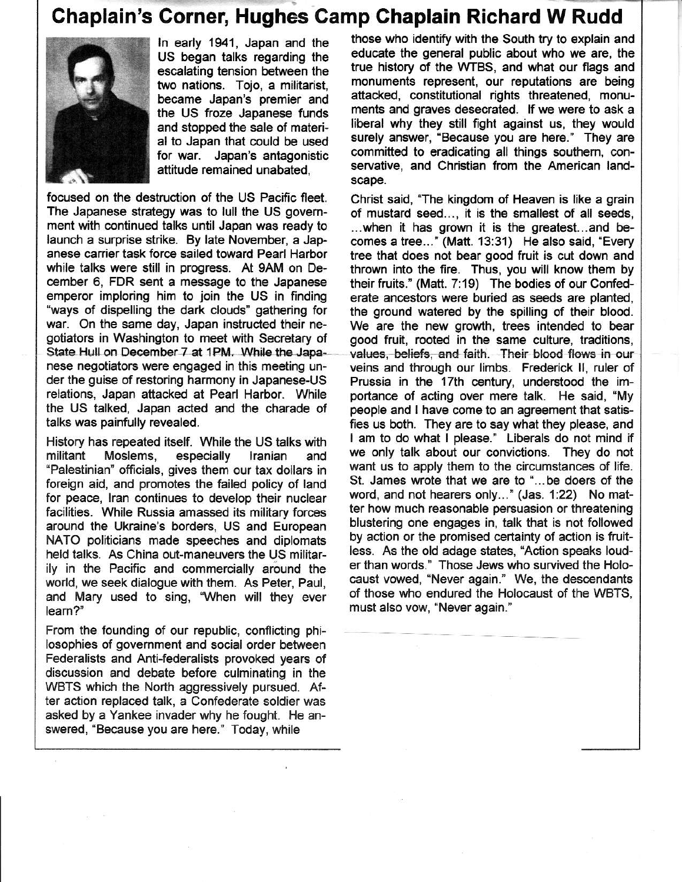# Chaplain's Corner, Hughes Camp Chaplain Richard W Rudd

In early 1941, Japan and the US began talks regarding the escalating tension between the two nations. Tojo, a militarist, became Japan's premier and the US froze Japanese funds and stopped the sale of material to Japan that could be used for war. Japan's antagonistic attitude remained unabated, focused on the destruction of the US Pacific fleet. The Japanese strategy was to lull the US government with continued talks until Japan was ready to launch a surprise strike. By late November, a Japanese carrier task force sailed toward Pearl Harbor while talks were still in progress. At 9AM on December 6, FDR sent a message to the Japanese emperor imploring him to join the US in finding "ways of dispelling the dark clouds" gathering for war. On the same day, Japan instructed their negotiators in Washington to meet with Secretary of State Hull on December 7 at 1PM. While the Japanese negotiators were engaged in this meeting under the guise of restoring harmony in Japanese-US relations, Japan attacked at Pearl Harbor. While the US talked, Japan acted and the charade of talks was painfully revealed.

History has repeated itself. While the US talks with militant Moslems, especially Iranian and "Palestinian" officials, gives them our tax dollars in foreign aid, and promotes the failed policy of land for peace, Iran continues to develop their nuclear facilities. While Russia amassed its military forces around the Ukraine's borders, US and European NATO politicians made speeches and diplomats held talks. As China out-maneuvers the US militarily in the Pacific and commercially around the world, we seek dialogue with them. As Peter, Paul, and Mary used to sing, "When will they ever learn?"

From the founding of our republic, conflicting philosophies of government and social order between Federalists and Anti-federalists provoked years of discussion and debate before culminating in the WBTS which the North aggressively pursued. After action replaced talk, a Confederate soldier was asked by a Yankee invader why he fought. He answered, "Because you are here." Today, while those who identify with the South try to explain and educate the general public about who we are, the true history of the WTBS, and what our flags and monuments represent, our reputations are being attacked, constitutional rights threatened, monuments and graves desecrated. If we were to ask a liberal why they still fight against us, they would surely answer, "Because you are here." They are committed to eradicating all things southern, conservative, and Christian from the American landscape.

Christ said, "The kingdom of Heaven is like a grain of mustard seed..., it is the smallest of all seeds, ...when it has grown it is the greatest...and becomes a tree..." (Matt. 13:31) He also said, "Every tree that does not bear good fruit is cut down and thrown into the fire. Thus, you will know them by their fruits." (Matt. 7:19) The bodies of our Confederate ancestors were buried as seeds are planted, the ground watered by the spilling of their blood. We are the new growth, trees intended to bear good fruit, rooted in the same culture, traditions, values, beliefs, and faith. Their blood flows in our veins and through our limbs. Frederick II, ruler of Prussia in the 17th century, understood the importance of acting over mere talk. He said, "My people and I have come to an agreement that satisfies us both. They are to say what they please, and I am to do what I please." Liberals do not mind if we only talk about our convictions. They do not want us to apply them to the circumstances of life. St. James wrote that we are to "...be doers of the word, and not hearers only..." (Jas. 1:22) No matter how much reasonable persuasion or threatening blustering one engages in, talk that is not followed by action or the promised certainty of action is fruitless. As the old adage states, "Action speaks louder than words." Those Jews who survived the Holocaust vowed, "Never again." We, the descendants of those who endured the Holocaust of the WBTS, must also vow, "Never again."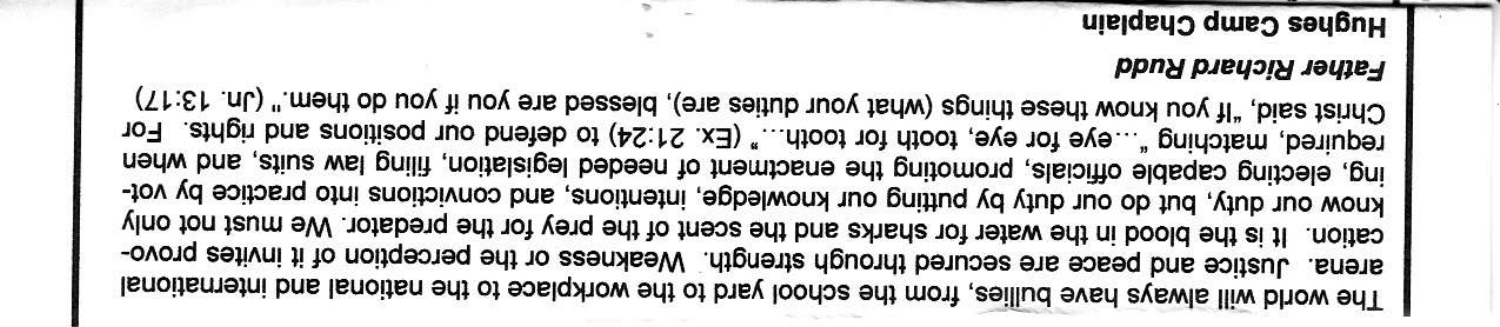The world will always have bullies, from the school yard to the workplace to the national and international arena. Justice and peace are secured through strength. Weakness or the perception of it invites provocation. It is the blood in the water for sharks and the scent of the prey for the predator. We must not only know our duty, but do our duty by putting our knowledge, intentions, and convictions into practice by voting, electing capable officials, promoting the enactment of needed legislation, filing law suits, and when required, matching "...eye for eye, tooth for tooth..." (Ex. 21:24) to defend our positions and rights. For Christ said, "If you know these things (what your duties are), blessed are you if you do them." (Jn. 13:17)

*Father Richard Rudd*

**Hughes Camp Chaplain**